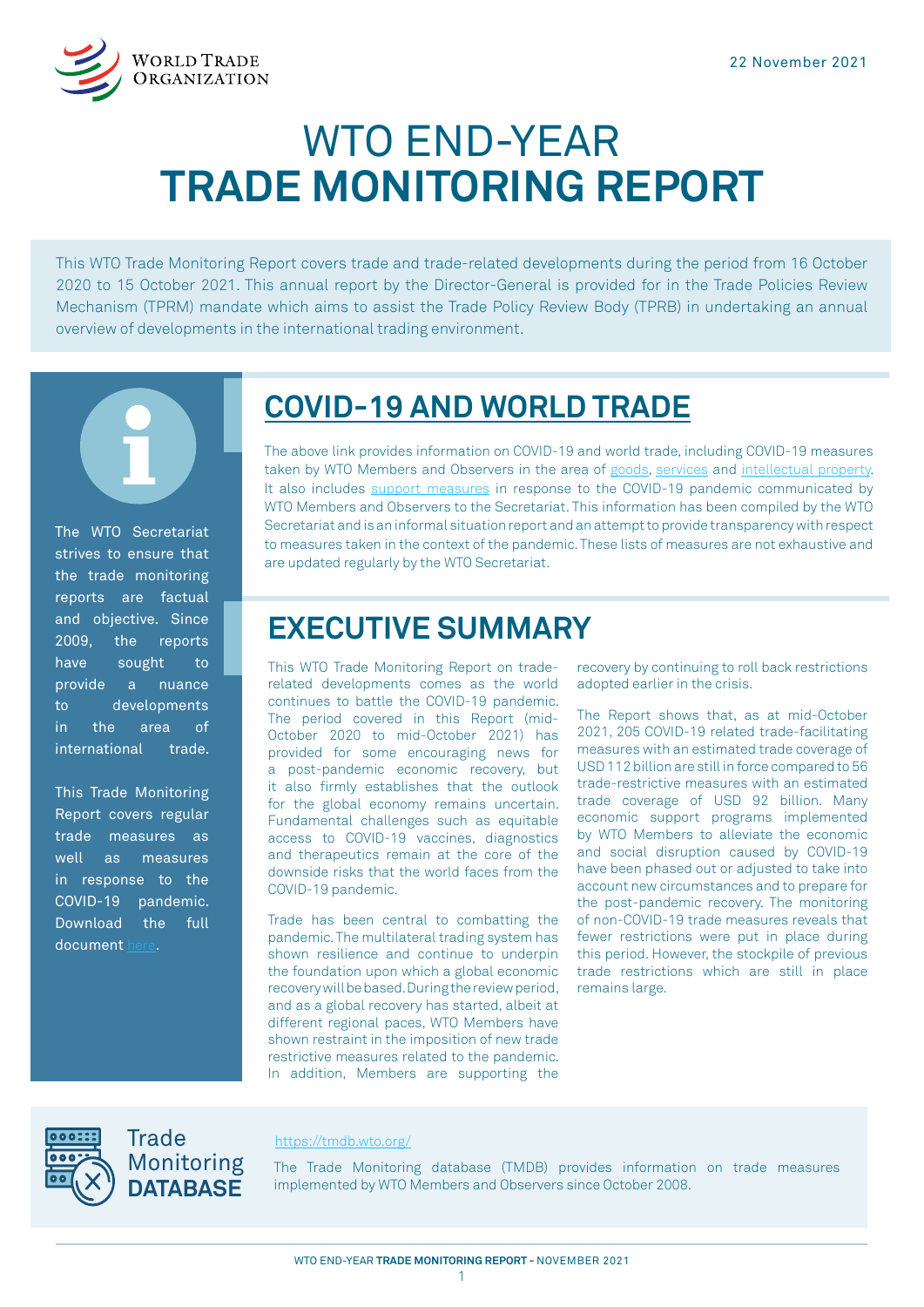22 November 2021

# WTO END-YEAR **TRADE MONITORING REPORT**

This WTO Trade Monitoring Report covers trade and trade-related developments during the period from 16 October 2020 to 15 October 2021. This annual report by the Director-General is provided for in the Trade Policies Review Mechanism (TPRM) mandate which aims to assist the Trade Policy Review Body (TPRB) in undertaking an annual overview of developments in the international trading environment.

The WTO Secretariat strives to ensure that the trade monitoring reports are factual and objective. Since 2009, the reports have sought to provide a nuance to developments in the area of international trade.

This Trade Monitoring Report covers regular trade measures as well as measures in response to the COVID-19 pandemic. Download the full document here.

## COVID-19 AND WORLD TRADE

The above link provides information on COVID-19 and world trade, including COVID-19 measures taken by WTO Members and Observers in the area of goods, services and intellectual property. It also includes support measures in response to the COVID-19 pandemic communicated by WTO Members and Observers to the Secretariat. This information has been compiled by the WTO Secretariat and is an informal situation report and an attempt to provide transparency with respect to measures taken in the context of the pandemic. These lists of measures are not exhaustive and are updated regularly by the WTO Secretariat.

## EXECUTIVE SUMMARY

This WTO Trade Monitoring Report on trade-related developments comes as the world continues to battle the COVID-19 pandemic. The period covered in this Report (mid-October 2020 to mid-October 2021) has provided for some encouraging news for a post-pandemic economic recovery, but it also firmly establishes that the outlook for the global economy remains uncertain. Fundamental challenges such as equitable access to COVID-19 vaccines, diagnostics and therapeutics remain at the core of the downside risks that the world faces from the COVID-19 pandemic.

Trade has been central to combatting the pandemic. The multilateral trading system has shown resilience and continue to underpin the foundation upon which a global economic recovery will be based. During the review period, and as a global recovery has started, albeit at different regional paces, WTO Members have shown restraint in the imposition of new trade restrictive measures related to the pandemic. In addition, Members are supporting the recovery by continuing to roll back restrictions adopted earlier in the crisis.

The Report shows that, as at mid-October 2021, 205 COVID-19 related trade-facilitating measures with an estimated trade coverage of USD 112 billion are still in force compared to 56 trade-restrictive measures with an estimated trade coverage of USD 92 billion. Many economic support programs implemented by WTO Members to alleviate the economic and social disruption caused by COVID-19 have been phased out or adjusted to take into account new circumstances and to prepare for the post-pandemic recovery. The monitoring of non-COVID-19 trade measures reveals that fewer restrictions were put in place during this period. However, the stockpile of previous trade restrictions which are still in place remains large.

**Trade Monitoring DATABASE**

https://tmdb.wto.org/

The Trade Monitoring database (TMDB) provides information on trade measures implemented by WTO Members and Observers since October 2008.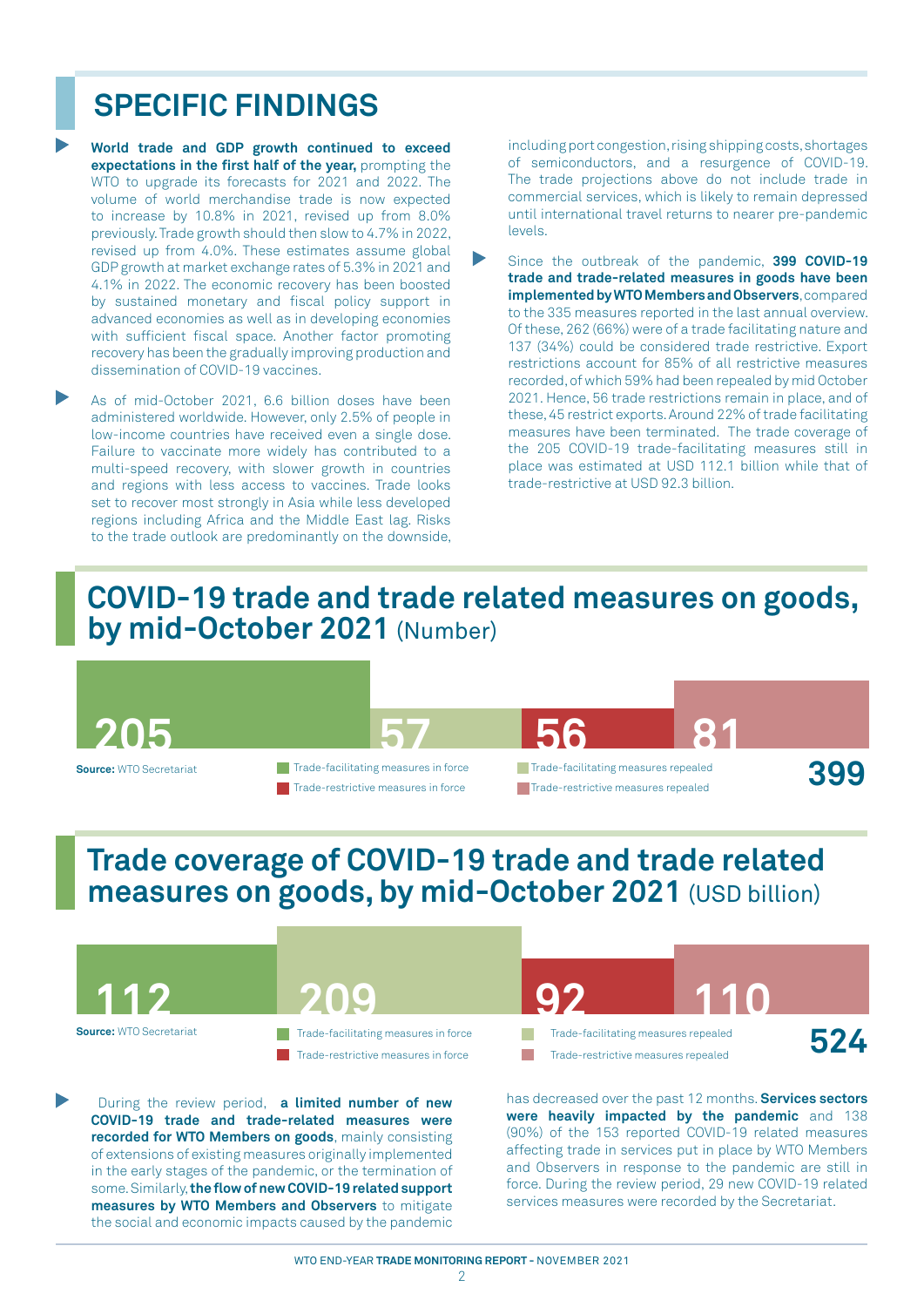# SPECIFIC FINDINGS

- **World trade and GDP growth continued to exceed expectations in the first half of the year,** prompting the WTO to upgrade its forecasts for 2021 and 2022. The volume of world merchandise trade is now expected to increase by 10.8% in 2021, revised up from 8.0% previously. Trade growth should then slow to 4.7% in 2022, revised up from 4.0%. These estimates assume global GDP growth at market exchange rates of 5.3% in 2021 and 4.1% in 2022. The economic recovery has been boosted by sustained monetary and fiscal policy support in advanced economies as well as in developing economies with sufficient fiscal space. Another factor promoting recovery has been the gradually improving production and dissemination of COVID-19 vaccines.

- As of mid-October 2021, 6.6 billion doses have been administered worldwide. However, only 2.5% of people in low-income countries have received even a single dose. Failure to vaccinate more widely has contributed to a multi-speed recovery, with slower growth in countries and regions with less access to vaccines. Trade looks set to recover most strongly in Asia while less developed regions including Africa and the Middle East lag. Risks to the trade outlook are predominantly on the downside, including port congestion, rising shipping costs, shortages of semiconductors, and a resurgence of COVID-19. The trade projections above do not include trade in commercial services, which is likely to remain depressed until international travel returns to nearer pre-pandemic levels.

- Since the outbreak of the pandemic, **399 COVID-19 trade and trade-related measures in goods have been implemented by WTO Members and Observers**, compared to the 335 measures reported in the last annual overview. Of these, 262 (66%) were of a trade facilitating nature and 137 (34%) could be considered trade restrictive. Export restrictions account for 85% of all restrictive measures recorded, of which 59% had been repealed by mid October 2021. Hence, 56 trade restrictions remain in place, and of these, 45 restrict exports. Around 22% of trade facilitating measures have been terminated. The trade coverage of the 205 COVID-19 trade-facilitating measures still in place was estimated at USD 112.1 billion while that of trade-restrictive at USD 92.3 billion.

## COVID-19 trade and trade related measures on goods, by mid-October 2021 (Number)

205

57

56

81

399

Trade-facilitating measures in force

Trade-restrictive measures in force

Trade-facilitating measures repealed

Trade-restrictive measures repealed

**Source:** WTO Secretariat

## Trade coverage of COVID-19 trade and trade related measures on goods, by mid-October 2021 (USD billion)

112

209

92

110

524

Trade-facilitating measures in force

Trade-restrictive measures in force

Trade-facilitating measures repealed

Trade-restrictive measures repealed

**Source:** WTO Secretariat

- During the review period, **a limited number of new COVID-19 trade and trade-related measures were recorded for WTO Members on goods**, mainly consisting of extensions of existing measures originally implemented in the early stages of the pandemic, or the termination of some. Similarly, **the flow of new COVID-19 related support measures by WTO Members and Observers** to mitigate the social and economic impacts caused by the pandemic has decreased over the past 12 months. **Services sectors were heavily impacted by the pandemic** and 138 (90%) of the 153 reported COVID-19 related measures affecting trade in services put in place by WTO Members and Observers in response to the pandemic are still in force. During the review period, 29 new COVID-19 related services measures were recorded by the Secretariat.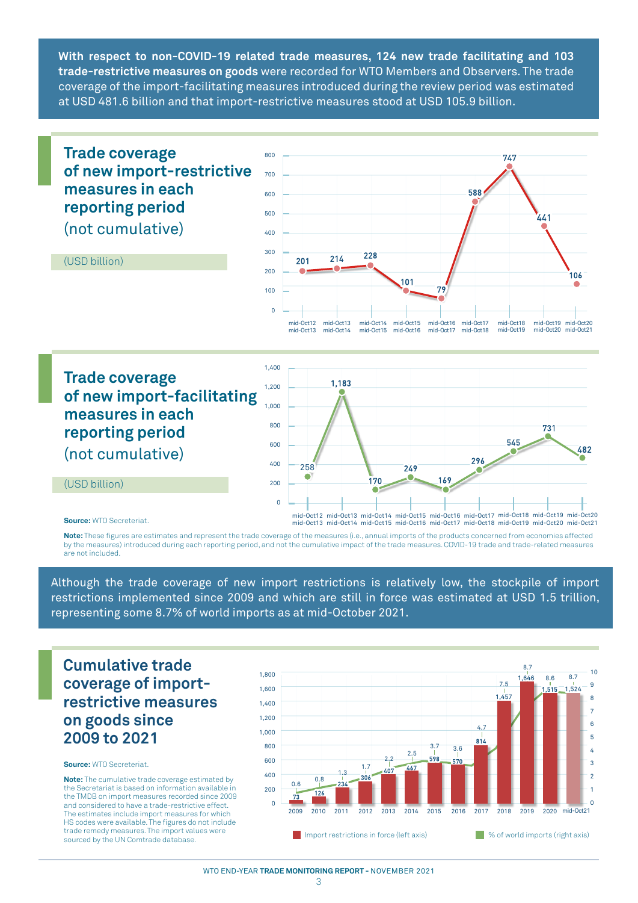**With respect to non-COVID-19 related trade measures, 124 new trade facilitating and 103 trade-restrictive measures on goods** were recorded for WTO Members and Observers. The trade coverage of the import-facilitating measures introduced during the review period was estimated at USD 481.6 billion and that import-restrictive measures stood at USD 105.9 billion.

## Trade coverage of new import-restrictive measures in each reporting period (not cumulative)

(USD billion)

800
700
600
500
400
300
200
100
0

201
214
228
101
79
588
747
441
106

mid-Oct12 mid-Oct13
mid-Oct13 mid-Oct14
mid-Oct14 mid-Oct15
mid-Oct15 mid-Oct16
mid-Oct16 mid-Oct17
mid-Oct17 mid-Oct18
mid-Oct18 mid-Oct19
mid-Oct19 mid-Oct20
mid-Oct20 mid-Oct21

## Trade coverage of new import-facilitating measures in each reporting period (not cumulative)

(USD billion)

1,400
1,200
1,000
800
600
400
200
0

258
1,183
170
249
169
296
545
731
482

mid-Oct12 mid-Oct13
mid-Oct13 mid-Oct14
mid-Oct14 mid-Oct15
mid-Oct15 mid-Oct16
mid-Oct16 mid-Oct17
mid-Oct17 mid-Oct18
mid-Oct18 mid-Oct19
mid-Oct19 mid-Oct20
mid-Oct20 mid-Oct21

**Source:** WTO Secretariat.

**Note:** These figures are estimates and represent the trade coverage of the measures (i.e., annual imports of the products concerned from economies affected by the measures) introduced during each reporting period, and not the cumulative impact of the trade measures. COVID-19 trade and trade-related measures are not included.

Although the trade coverage of new import restrictions is relatively low, the stockpile of import restrictions implemented since 2009 and which are still in force was estimated at USD 1.5 trillion, representing some 8.7% of world imports as at mid-October 2021.

## Cumulative trade coverage of import-restrictive measures on goods since 2009 to 2021

**Source:** WTO Secretariat.

**Note:** The cumulative trade coverage estimated by the Secretariat is based on information available in the TMDB on import measures recorded since 2009 and considered to have a trade-restrictive effect. The estimates include import measures for which HS codes were available. The figures do not include trade remedy measures. The import values were sourced by the UN Comtrade database.

1,800
1,600
1,400
1,200
1,000
800
600
400
200
0

10
9
8
7
6
5
4
3
2
1
0

0.6
73
0.8
126
1.3
234
1.7
306
2.2
407
2.5
467
3.7
598
3.6
570
4.7
814
7.5
1,457
8.7
1,646
8.6
1,515
8.7
1,524

2009 2010 2011 2012 2013 2014 2015 2016 2017 2018 2019 2020 mid-Oct21

Import restrictions in force (left axis)
% of world imports (right axis)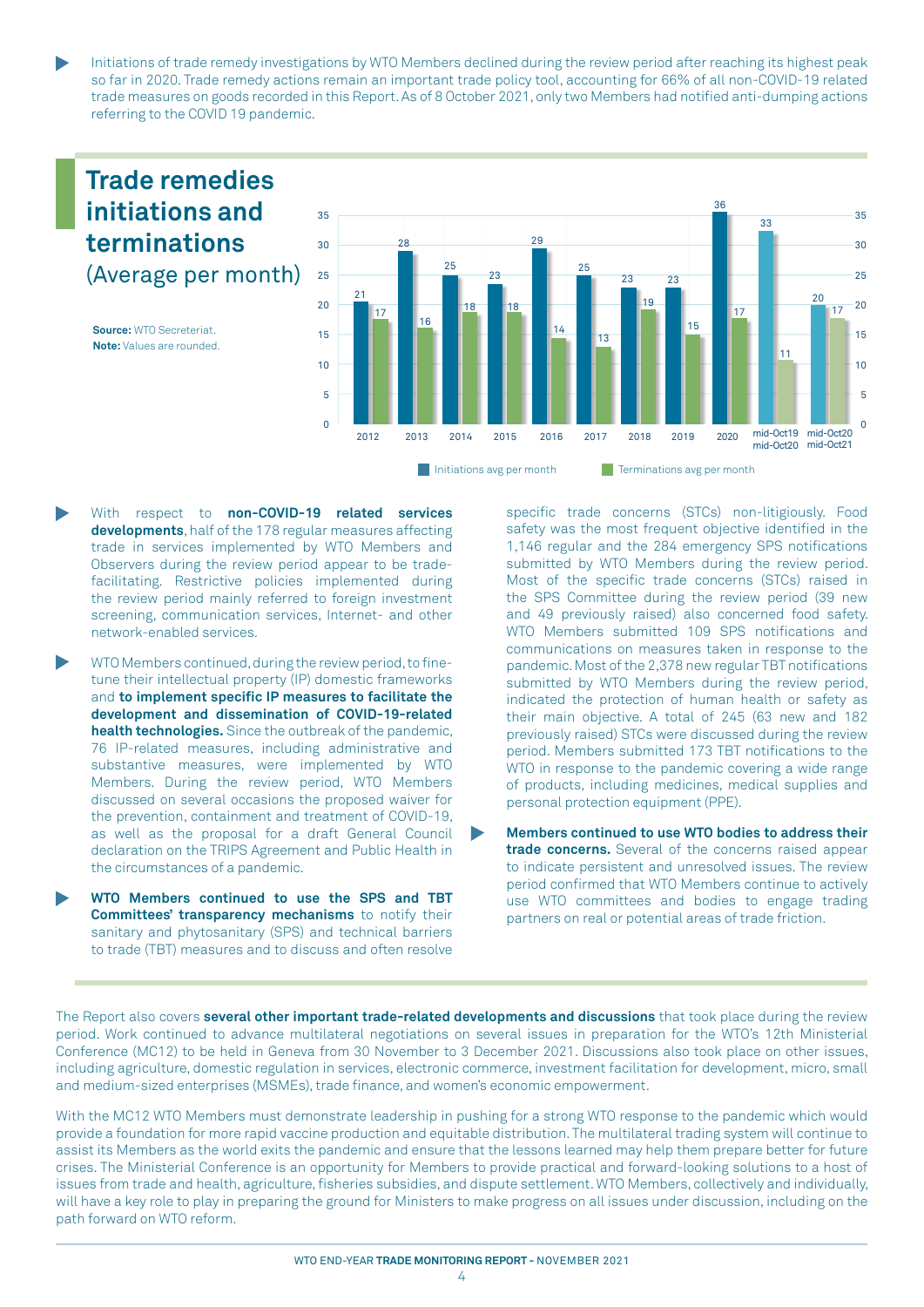- Initiations of trade remedy investigations by WTO Members declined during the review period after reaching its highest peak so far in 2020. Trade remedy actions remain an important trade policy tool, accounting for 66% of all non-COVID-19 related trade measures on goods recorded in this Report. As of 8 October 2021, only two Members had notified anti-dumping actions referring to the COVID 19 pandemic.

## Trade remedies initiations and terminations (Average per month)

**Source:** WTO Secretariat.
**Note:** Values are rounded.

35
30
25
20
15
10
5
0

2012: 21, 17
2013: 28, 16
2014: 25, 18
2015: 23, 18
2016: 29, 14
2017: 25, 13
2018: 23, 19
2019: 23, 15
2020: 36, 17
mid-Oct19 mid-Oct20: 33, 11
mid-Oct20 mid-Oct21: 20, 17

Initiations avg per month
Terminations avg per month

- With respect to **non-COVID-19 related services developments**, half of the 178 regular measures affecting trade in services implemented by WTO Members and Observers during the review period appear to be trade-facilitating. Restrictive policies implemented during the review period mainly referred to foreign investment screening, communication services, Internet- and other network-enabled services.

- WTO Members continued, during the review period, to fine-tune their intellectual property (IP) domestic frameworks and **to implement specific IP measures to facilitate the development and dissemination of COVID-19-related health technologies.** Since the outbreak of the pandemic, 76 IP-related measures, including administrative and substantive measures, were implemented by WTO Members. During the review period, WTO Members discussed on several occasions the proposed waiver for the prevention, containment and treatment of COVID-19, as well as the proposal for a draft General Council declaration on the TRIPS Agreement and Public Health in the circumstances of a pandemic.

- **WTO Members continued to use the SPS and TBT Committees' transparency mechanisms** to notify their sanitary and phytosanitary (SPS) and technical barriers to trade (TBT) measures and to discuss and often resolve specific trade concerns (STCs) non-litigiously. Food safety was the most frequent objective identified in the 1,146 regular and the 284 emergency SPS notifications submitted by WTO Members during the review period. Most of the specific trade concerns (STCs) raised in the SPS Committee during the review period (39 new and 49 previously raised) also concerned food safety. WTO Members submitted 109 SPS notifications and communications on measures taken in response to the pandemic. Most of the 2,378 new regular TBT notifications submitted by WTO Members during the review period, indicated the protection of human health or safety as their main objective. A total of 245 (63 new and 182 previously raised) STCs were discussed during the review period. Members submitted 173 TBT notifications to the WTO in response to the pandemic covering a wide range of products, including medicines, medical supplies and personal protection equipment (PPE).

- **Members continued to use WTO bodies to address their trade concerns.** Several of the concerns raised appear to indicate persistent and unresolved issues. The review period confirmed that WTO Members continue to actively use WTO committees and bodies to engage trading partners on real or potential areas of trade friction.

The Report also covers **several other important trade-related developments and discussions** that took place during the review period. Work continued to advance multilateral negotiations on several issues in preparation for the WTO's 12th Ministerial Conference (MC12) to be held in Geneva from 30 November to 3 December 2021. Discussions also took place on other issues, including agriculture, domestic regulation in services, electronic commerce, investment facilitation for development, micro, small and medium-sized enterprises (MSMEs), trade finance, and women's economic empowerment.

With the MC12 WTO Members must demonstrate leadership in pushing for a strong WTO response to the pandemic which would provide a foundation for more rapid vaccine production and equitable distribution. The multilateral trading system will continue to assist its Members as the world exits the pandemic and ensure that the lessons learned may help them prepare better for future crises. The Ministerial Conference is an opportunity for Members to provide practical and forward-looking solutions to a host of issues from trade and health, agriculture, fisheries subsidies, and dispute settlement. WTO Members, collectively and individually, will have a key role to play in preparing the ground for Ministers to make progress on all issues under discussion, including on the path forward on WTO reform.